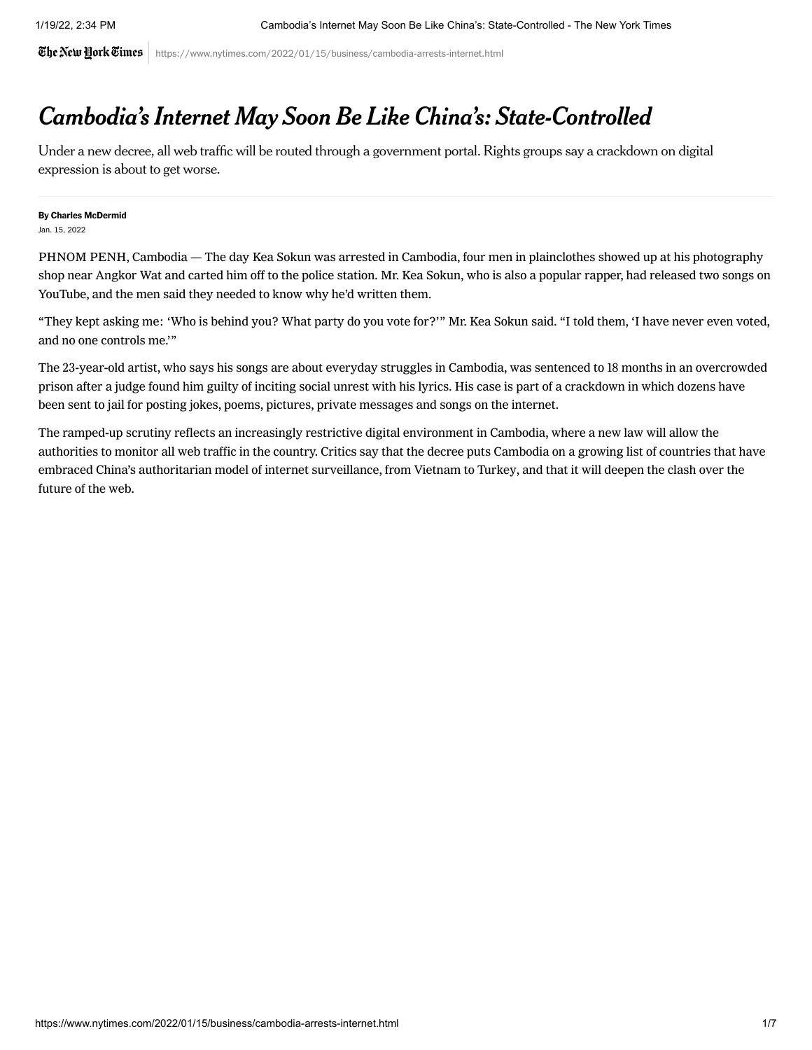# *Cambodia's Internet May Soon Be Like China's: State-Controlled*

Under a new decree, all web traffic will be routed through a government portal. Rights groups say a crackdown on digital expression is about to get worse.

**By Charles McDermid**

Jan. 15, 2022

PHNOM PENH, Cambodia — The day Kea Sokun was arrested in Cambodia, four men in plainclothes showed up at his photography shop near Angkor Wat and carted him off to the police station. Mr. Kea Sokun, who is also a popular rapper, had released two songs on YouTube, and the men said they needed to know why he'd written them.

"They kept asking me: 'Who is behind you? What party do you vote for?'" Mr. Kea Sokun said. "I told them, 'I have never even voted, and no one controls me.'"

The 23-year-old artist, who says his songs are about everyday struggles in Cambodia, was sentenced to 18 months in an overcrowded prison after a judge found him guilty of inciting social unrest with his lyrics. His case is part of a crackdown in which dozens have been sent to jail for posting jokes, poems, pictures, private messages and songs on the internet.

The ramped-up scrutiny reflects an increasingly restrictive digital environment in Cambodia, where a new law will allow the authorities to monitor all web traffic in the country. Critics say that the decree puts Cambodia on a growing list of countries that have embraced China's authoritarian model of internet surveillance, from Vietnam to Turkey, and that it will deepen the clash over the future of the web.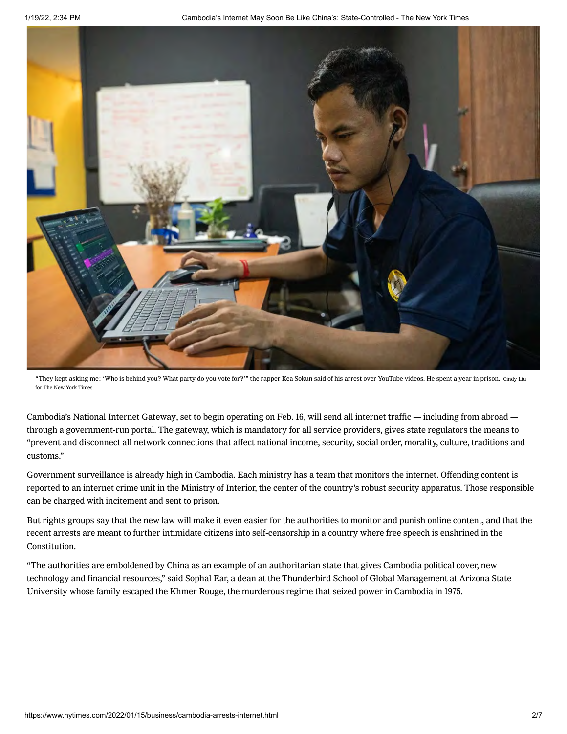“They kept asking me: ‘Who is behind you? What party do you vote for?’” the rapper Kea Sokun said of his arrest over YouTube videos. He spent a year in prison. Cindy Liu for The New York Times

Cambodia’s National Internet Gateway, set to begin operating on Feb. 16, will send all internet traffic — including from abroad — through a government-run portal. The gateway, which is mandatory for all service providers, gives state regulators the means to “prevent and disconnect all network connections that affect national income, security, social order, morality, culture, traditions and customs.”

Government surveillance is already high in Cambodia. Each ministry has a team that monitors the internet. Offending content is reported to an internet crime unit in the Ministry of Interior, the center of the country’s robust security apparatus. Those responsible can be charged with incitement and sent to prison.

But rights groups say that the new law will make it even easier for the authorities to monitor and punish online content, and that the recent arrests are meant to further intimidate citizens into self-censorship in a country where free speech is enshrined in the Constitution.

“The authorities are emboldened by China as an example of an authoritarian state that gives Cambodia political cover, new technology and financial resources,” said Sophal Ear, a dean at the Thunderbird School of Global Management at Arizona State University whose family escaped the Khmer Rouge, the murderous regime that seized power in Cambodia in 1975.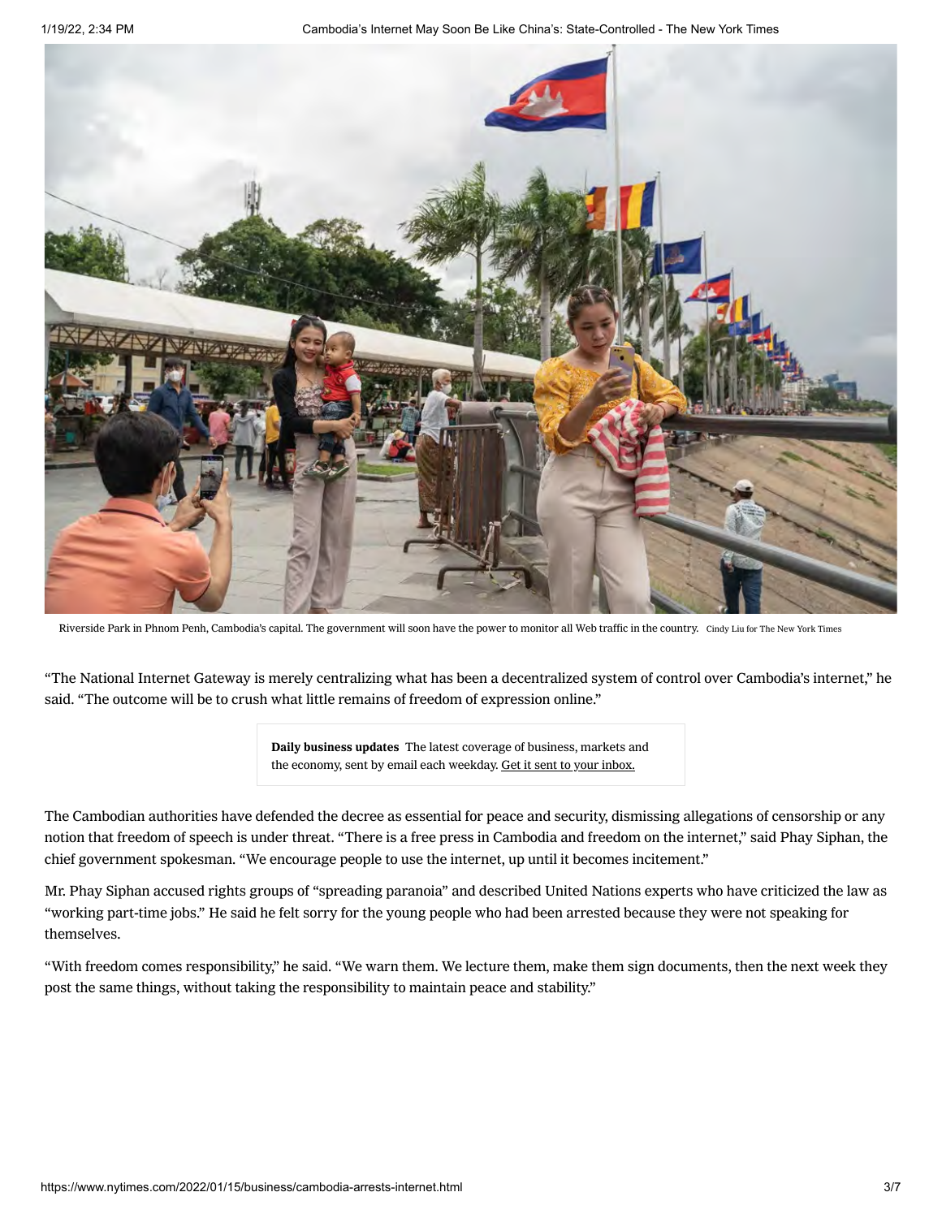Riverside Park in Phnom Penh, Cambodia's capital. The government will soon have the power to monitor all Web traffic in the country. Cindy Liu for The New York Times

"The National Internet Gateway is merely centralizing what has been a decentralized system of control over Cambodia's internet," he said. "The outcome will be to crush what little remains of freedom of expression online."

**Daily business updates** The latest coverage of business, markets and the economy, sent by email each weekday. Get it sent to your inbox.

The Cambodian authorities have defended the decree as essential for peace and security, dismissing allegations of censorship or any notion that freedom of speech is under threat. "There is a free press in Cambodia and freedom on the internet," said Phay Siphan, the chief government spokesman. "We encourage people to use the internet, up until it becomes incitement."

Mr. Phay Siphan accused rights groups of "spreading paranoia" and described United Nations experts who have criticized the law as "working part-time jobs." He said he felt sorry for the young people who had been arrested because they were not speaking for themselves.

"With freedom comes responsibility," he said. "We warn them. We lecture them, make them sign documents, then the next week they post the same things, without taking the responsibility to maintain peace and stability."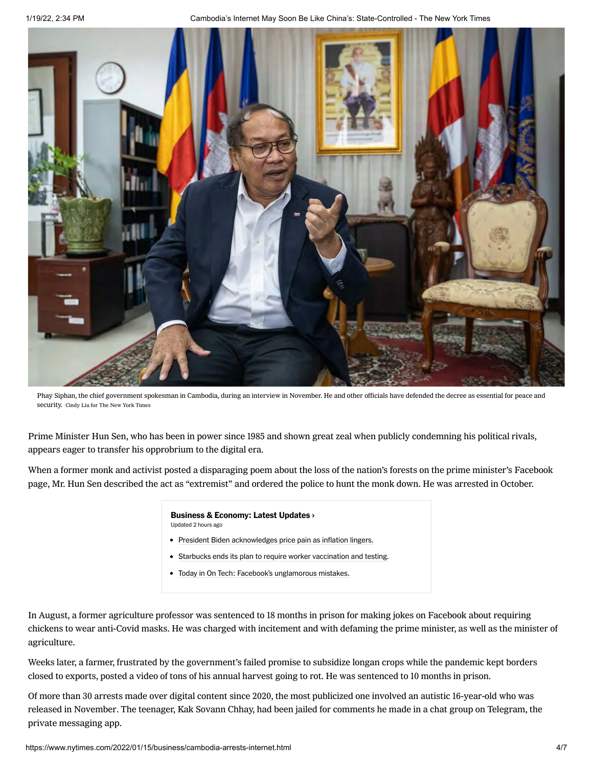Phay Siphan, the chief government spokesman in Cambodia, during an interview in November. He and other officials have defended the decree as essential for peace and security. Cindy Liu for The New York Times

Prime Minister Hun Sen, who has been in power since 1985 and shown great zeal when publicly condemning his political rivals, appears eager to transfer his opprobrium to the digital era.

When a former monk and activist posted a disparaging poem about the loss of the nation's forests on the prime minister's Facebook page, Mr. Hun Sen described the act as "extremist" and ordered the police to hunt the monk down. He was arrested in October.

**Business & Economy: Latest Updates ›**
Updated 2 hours ago

- President Biden acknowledges price pain as inflation lingers.
- Starbucks ends its plan to require worker vaccination and testing.
- Today in On Tech: Facebook's unglamorous mistakes.

In August, a former agriculture professor was sentenced to 18 months in prison for making jokes on Facebook about requiring chickens to wear anti-Covid masks. He was charged with incitement and with defaming the prime minister, as well as the minister of agriculture.

Weeks later, a farmer, frustrated by the government's failed promise to subsidize longan crops while the pandemic kept borders closed to exports, posted a video of tons of his annual harvest going to rot. He was sentenced to 10 months in prison.

Of more than 30 arrests made over digital content since 2020, the most publicized one involved an autistic 16-year-old who was released in November. The teenager, Kak Sovann Chhay, had been jailed for comments he made in a chat group on Telegram, the private messaging app.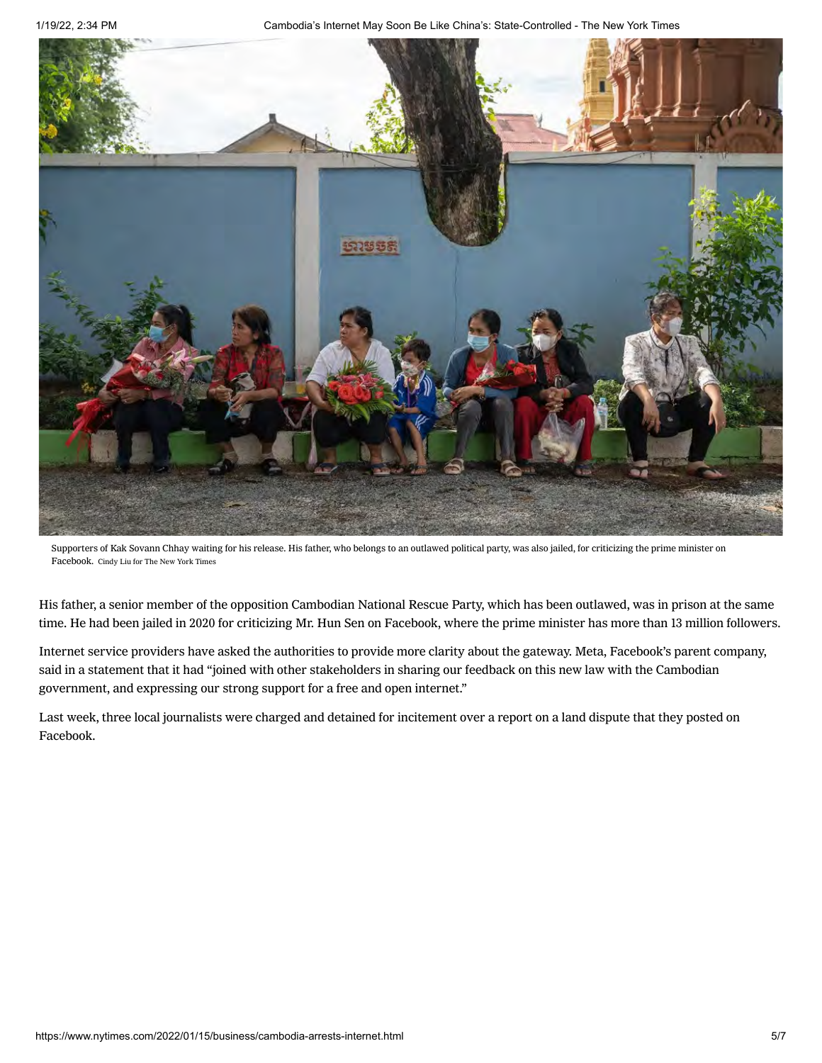Supporters of Kak Sovann Chhay waiting for his release. His father, who belongs to an outlawed political party, was also jailed, for criticizing the prime minister on Facebook. Cindy Liu for The New York Times

His father, a senior member of the opposition Cambodian National Rescue Party, which has been outlawed, was in prison at the same time. He had been jailed in 2020 for criticizing Mr. Hun Sen on Facebook, where the prime minister has more than 13 million followers.

Internet service providers have asked the authorities to provide more clarity about the gateway. Meta, Facebook's parent company, said in a statement that it had "joined with other stakeholders in sharing our feedback on this new law with the Cambodian government, and expressing our strong support for a free and open internet."

Last week, three local journalists were charged and detained for incitement over a report on a land dispute that they posted on Facebook.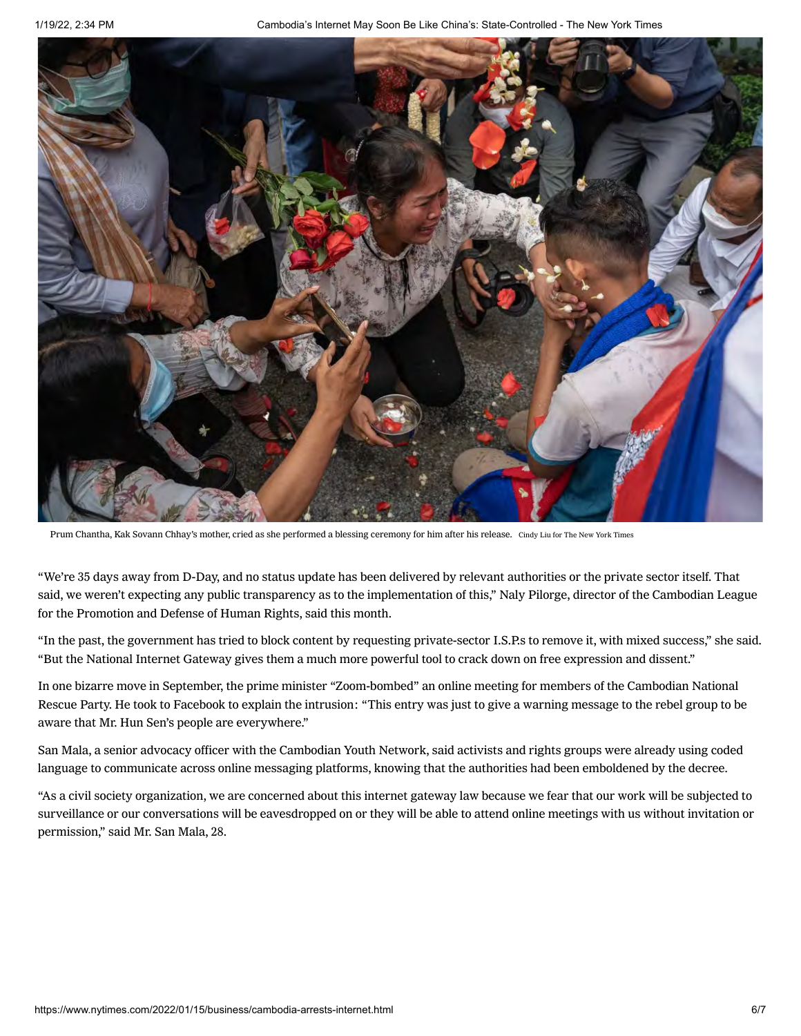Prum Chantha, Kak Sovann Chhay's mother, cried as she performed a blessing ceremony for him after his release. Cindy Liu for The New York Times

"We're 35 days away from D-Day, and no status update has been delivered by relevant authorities or the private sector itself. That said, we weren't expecting any public transparency as to the implementation of this," Naly Pilorge, director of the Cambodian League for the Promotion and Defense of Human Rights, said this month.

"In the past, the government has tried to block content by requesting private-sector I.S.P.s to remove it, with mixed success," she said. "But the National Internet Gateway gives them a much more powerful tool to crack down on free expression and dissent."

In one bizarre move in September, the prime minister "Zoom-bombed" an online meeting for members of the Cambodian National Rescue Party. He took to Facebook to explain the intrusion: "This entry was just to give a warning message to the rebel group to be aware that Mr. Hun Sen's people are everywhere."

San Mala, a senior advocacy officer with the Cambodian Youth Network, said activists and rights groups were already using coded language to communicate across online messaging platforms, knowing that the authorities had been emboldened by the decree.

"As a civil society organization, we are concerned about this internet gateway law because we fear that our work will be subjected to surveillance or our conversations will be eavesdropped on or they will be able to attend online meetings with us without invitation or permission," said Mr. San Mala, 28.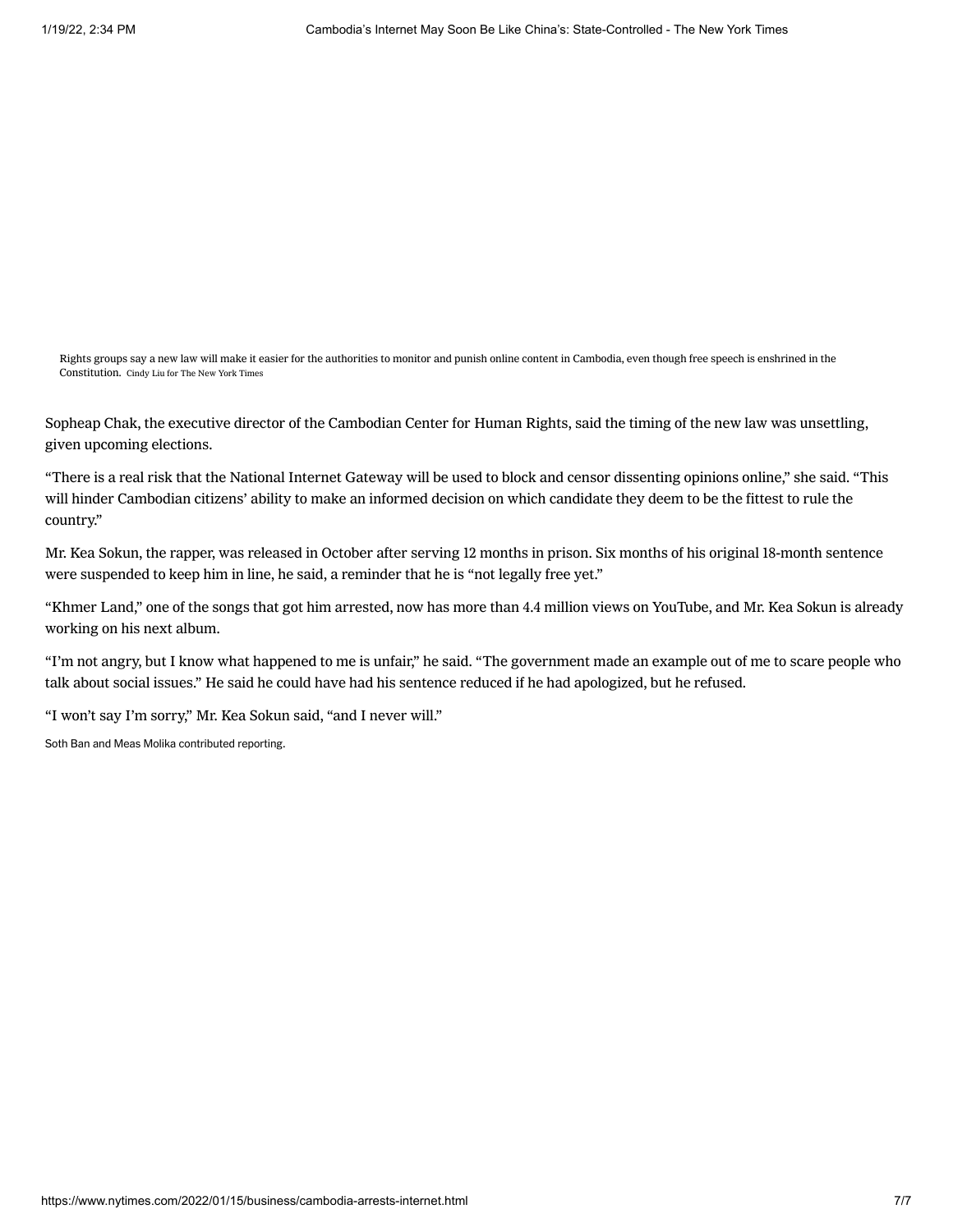Rights groups say a new law will make it easier for the authorities to monitor and punish online content in Cambodia, even though free speech is enshrined in the Constitution. Cindy Liu for The New York Times

Sopheap Chak, the executive director of the Cambodian Center for Human Rights, said the timing of the new law was unsettling, given upcoming elections.

"There is a real risk that the National Internet Gateway will be used to block and censor dissenting opinions online," she said. "This will hinder Cambodian citizens' ability to make an informed decision on which candidate they deem to be the fittest to rule the country."

Mr. Kea Sokun, the rapper, was released in October after serving 12 months in prison. Six months of his original 18-month sentence were suspended to keep him in line, he said, a reminder that he is "not legally free yet."

"Khmer Land," one of the songs that got him arrested, now has more than 4.4 million views on YouTube, and Mr. Kea Sokun is already working on his next album.

"I'm not angry, but I know what happened to me is unfair," he said. "The government made an example out of me to scare people who talk about social issues." He said he could have had his sentence reduced if he had apologized, but he refused.

"I won't say I'm sorry," Mr. Kea Sokun said, "and I never will."

Soth Ban and Meas Molika contributed reporting.